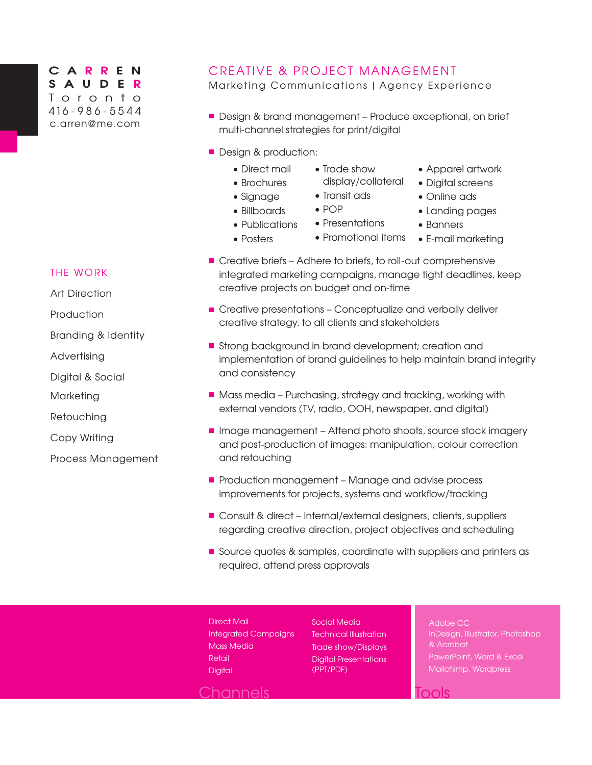# CARREN SAUDER

Toronto
416-986-5544
c.arren@me.com

## CREATIVE & PROJECT MANAGEMENT

Marketing Communications | Agency Experience

- Design & brand management – Produce exceptional, on brief multi-channel strategies for print/digital
- Design & production:
  - Direct mail
  - Brochures
  - Signage
  - Billboards
  - Publications
  - Posters
  - Trade show display/collateral
  - Transit ads
  - POP
  - Presentations
  - Promotional items
  - Apparel artwork
  - Digital screens
  - Online ads
  - Landing pages
  - Banners
  - E-mail marketing
- Creative briefs – Adhere to briefs, to roll-out comprehensive integrated marketing campaigns, manage tight deadlines, keep creative projects on budget and on-time
- Creative presentations – Conceptualize and verbally deliver creative strategy, to all clients and stakeholders
- Strong background in brand development; creation and implementation of brand guidelines to help maintain brand integrity and consistency
- Mass media – Purchasing, strategy and tracking, working with external vendors (TV, radio, OOH, newspaper, and digital)
- Image management – Attend photo shoots, source stock imagery and post-production of images: manipulation, colour correction and retouching
- Production management – Manage and advise process improvements for projects, systems and workflow/tracking
- Consult & direct – Internal/external designers, clients, suppliers regarding creative direction, project objectives and scheduling
- Source quotes & samples, coordinate with suppliers and printers as required, attend press approvals

## THE WORK

Art Direction
Production
Branding & Identity
Advertising
Digital & Social
Marketing
Retouching
Copy Writing
Process Management

## Channels

Direct Mail
Integrated Campaigns
Mass Media
Retail
Digital
Social Media
Technical Illustration
Trade show/Displays
Digital Presentations (PPT/PDF)

## Tools

Adobe CC
InDesign, Illustrator, Photoshop & Acrobat
PowerPoint, Word & Excel
Mailchimp, Wordpress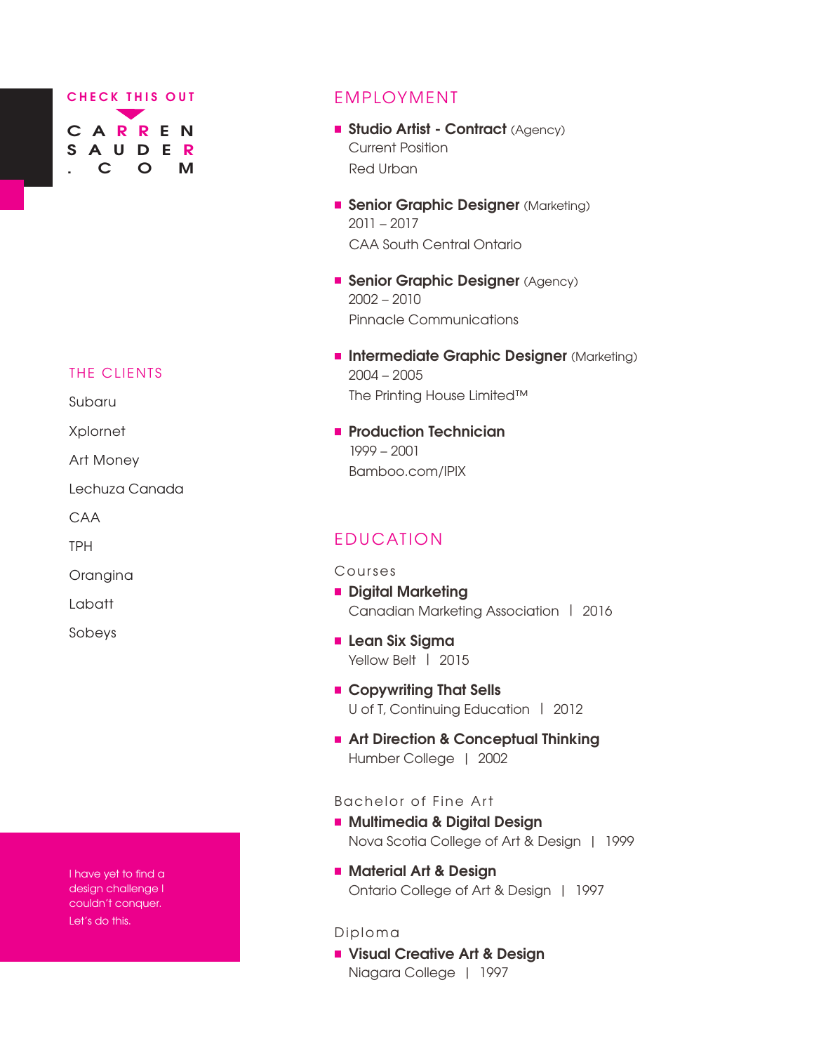CHECK THIS OUT

CARREN
SAUDER
.COM

## THE CLIENTS

Subaru

Xplornet

Art Money

Lechuza Canada

CAA

TPH

Orangina

Labatt

Sobeys

I have yet to find a design challenge I couldn't conquer.
Let's do this.

## EMPLOYMENT

- **Studio Artist - Contract** (Agency)
  Current Position
  Red Urban

- **Senior Graphic Designer** (Marketing)
  2011 – 2017
  CAA South Central Ontario

- **Senior Graphic Designer** (Agency)
  2002 – 2010
  Pinnacle Communications

- **Intermediate Graphic Designer** (Marketing)
  2004 – 2005
  The Printing House Limited™

- **Production Technician**
  1999 – 2001
  Bamboo.com/IPIX

## EDUCATION

### Courses

- **Digital Marketing**
  Canadian Marketing Association | 2016

- **Lean Six Sigma**
  Yellow Belt | 2015

- **Copywriting That Sells**
  U of T, Continuing Education | 2012

- **Art Direction & Conceptual Thinking**
  Humber College | 2002

### Bachelor of Fine Art

- **Multimedia & Digital Design**
  Nova Scotia College of Art & Design | 1999

- **Material Art & Design**
  Ontario College of Art & Design | 1997

### Diploma

- **Visual Creative Art & Design**
  Niagara College | 1997